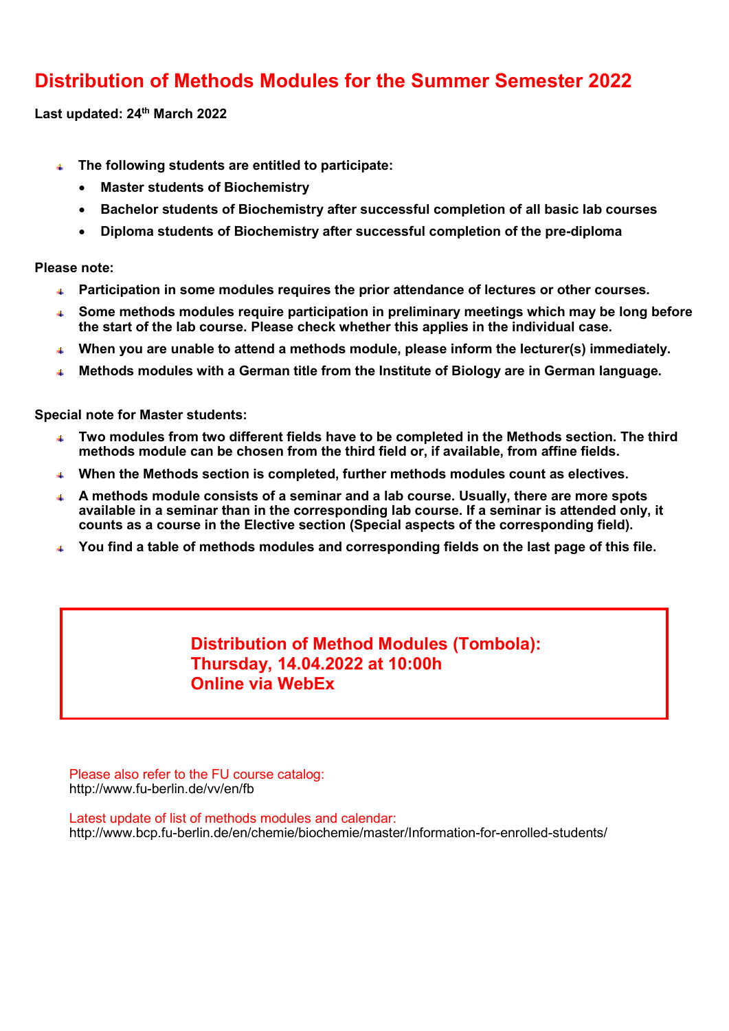# Distribution of Methods Modules for the Summer Semester 2022

**Last updated: 24th March 2022**

- **The following students are entitled to participate:**
  - **Master students of Biochemistry**
  - **Bachelor students of Biochemistry after successful completion of all basic lab courses**
  - **Diploma students of Biochemistry after successful completion of the pre-diploma**

**Please note:**

- **Participation in some modules requires the prior attendance of lectures or other courses.**
- **Some methods modules require participation in preliminary meetings which may be long before the start of the lab course. Please check whether this applies in the individual case.**
- **When you are unable to attend a methods module, please inform the lecturer(s) immediately.**
- **Methods modules with a German title from the Institute of Biology are in German language.**

**Special note for Master students:**

- **Two modules from two different fields have to be completed in the Methods section. The third methods module can be chosen from the third field or, if available, from affine fields.**
- **When the Methods section is completed, further methods modules count as electives.**
- **A methods module consists of a seminar and a lab course. Usually, there are more spots available in a seminar than in the corresponding lab course. If a seminar is attended only, it counts as a course in the Elective section (Special aspects of the corresponding field).**
- **You find a table of methods modules and corresponding fields on the last page of this file.**

> **Distribution of Method Modules (Tombola):**
> **Thursday, 14.04.2022 at 10:00h**
> **Online via WebEx**

Please also refer to the FU course catalog:
http://www.fu-berlin.de/vv/en/fb

Latest update of list of methods modules and calendar:
http://www.bcp.fu-berlin.de/en/chemie/biochemie/master/Information-for-enrolled-students/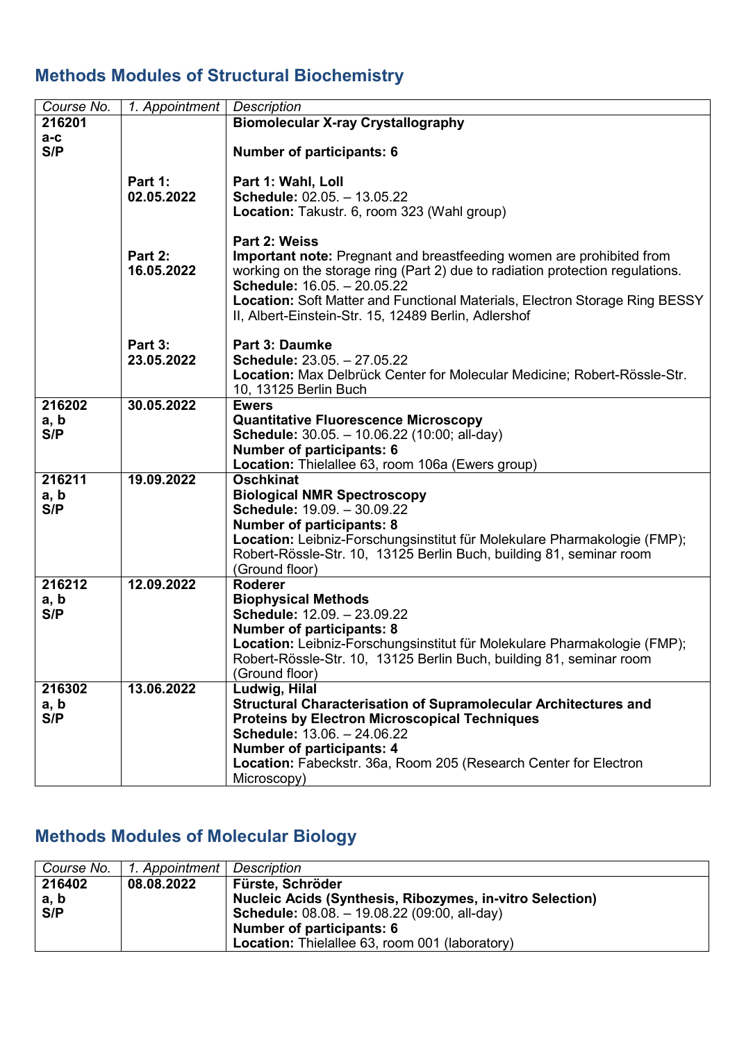## Methods Modules of Structural Biochemistry

| *Course No.* | *1. Appointment* | *Description* |
|---|---|---|
| **216201 a-c S/P** | | **Biomolecular X-ray Crystallography**<br><br>**Number of participants: 6** |
| | **Part 1: 02.05.2022** | **Part 1: Wahl, Loll**<br>**Schedule:** 02.05. – 13.05.22<br>**Location:** Takustr. 6, room 323 (Wahl group) |
| | **Part 2: 16.05.2022** | **Part 2: Weiss**<br>**Important note:** Pregnant and breastfeeding women are prohibited from working on the storage ring (Part 2) due to radiation protection regulations.<br>**Schedule:** 16.05. – 20.05.22<br>**Location:** Soft Matter and Functional Materials, Electron Storage Ring BESSY II, Albert-Einstein-Str. 15, 12489 Berlin, Adlershof |
| | **Part 3: 23.05.2022** | **Part 3: Daumke**<br>**Schedule:** 23.05. – 27.05.22<br>**Location:** Max Delbrück Center for Molecular Medicine; Robert-Rössle-Str. 10, 13125 Berlin Buch |
| **216202 a, b S/P** | **30.05.2022** | **Ewers**<br>**Quantitative Fluorescence Microscopy**<br>**Schedule:** 30.05. – 10.06.22 (10:00; all-day)<br>**Number of participants: 6**<br>**Location:** Thielallee 63, room 106a (Ewers group) |
| **216211 a, b S/P** | **19.09.2022** | **Oschkinat**<br>**Biological NMR Spectroscopy**<br>**Schedule:** 19.09. – 30.09.22<br>**Number of participants: 8**<br>**Location:** Leibniz-Forschungsinstitut für Molekulare Pharmakologie (FMP); Robert-Rössle-Str. 10, 13125 Berlin Buch, building 81, seminar room (Ground floor) |
| **216212 a, b S/P** | **12.09.2022** | **Roderer**<br>**Biophysical Methods**<br>**Schedule:** 12.09. – 23.09.22<br>**Number of participants: 8**<br>**Location:** Leibniz-Forschungsinstitut für Molekulare Pharmakologie (FMP); Robert-Rössle-Str. 10, 13125 Berlin Buch, building 81, seminar room (Ground floor) |
| **216302 a, b S/P** | **13.06.2022** | **Ludwig, Hilal**<br>**Structural Characterisation of Supramolecular Architectures and Proteins by Electron Microscopical Techniques**<br>**Schedule:** 13.06. – 24.06.22<br>**Number of participants: 4**<br>**Location:** Fabeckstr. 36a, Room 205 (Research Center for Electron Microscopy) |

## Methods Modules of Molecular Biology

| *Course No.* | *1. Appointment* | *Description* |
|---|---|---|
| **216402 a, b S/P** | **08.08.2022** | **Fürste, Schröder**<br>**Nucleic Acids (Synthesis, Ribozymes, in-vitro Selection)**<br>**Schedule:** 08.08. – 19.08.22 (09:00, all-day)<br>**Number of participants: 6**<br>**Location:** Thielallee 63, room 001 (laboratory) |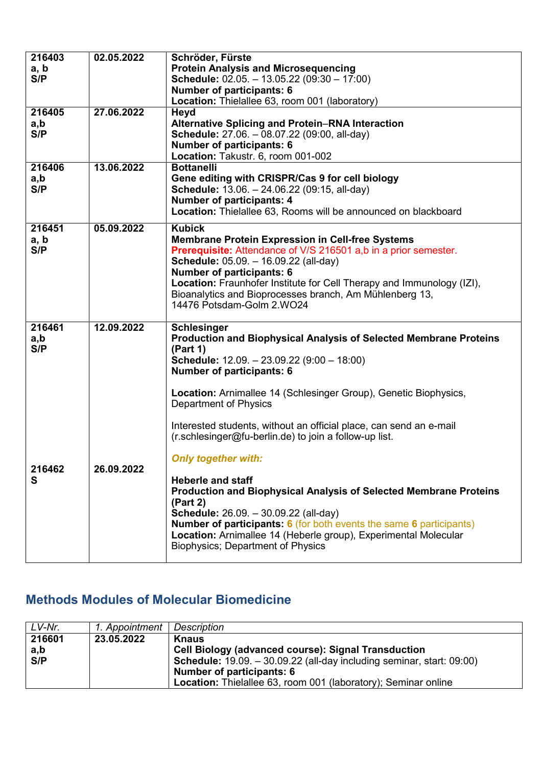| | | |
|---|---|---|
| **216403**<br>**a, b**<br>**S/P** | **02.05.2022** | **Schröder, Fürste**<br>**Protein Analysis and Microsequencing**<br>**Schedule:** 02.05. – 13.05.22 (09:30 – 17:00)<br>**Number of participants: 6**<br>**Location:** Thielallee 63, room 001 (laboratory) |
| **216405**<br>**a,b**<br>**S/P** | **27.06.2022** | **Heyd**<br>**Alternative Splicing and Protein–RNA Interaction**<br>**Schedule:** 27.06. – 08.07.22 (09:00, all-day)<br>**Number of participants: 6**<br>**Location:** Takustr. 6, room 001-002 |
| **216406**<br>**a,b**<br>**S/P** | **13.06.2022** | **Bottanelli**<br>**Gene editing with CRISPR/Cas 9 for cell biology**<br>**Schedule:** 13.06. – 24.06.22 (09:15, all-day)<br>**Number of participants: 4**<br>**Location:** Thielallee 63, Rooms will be announced on blackboard |
| **216451**<br>**a, b**<br>**S/P** | **05.09.2022** | **Kubick**<br>**Membrane Protein Expression in Cell-free Systems**<br>**Prerequisite:** Attendance of V/S 216501 a,b in a prior semester.<br>**Schedule:** 05.09. – 16.09.22 (all-day)<br>**Number of participants: 6**<br>**Location:** Fraunhofer Institute for Cell Therapy and Immunology (IZI), Bioanalytics and Bioprocesses branch, Am Mühlenberg 13, 14476 Potsdam-Golm 2.WO24 |
| **216461**<br>**a,b**<br>**S/P** | **12.09.2022** | **Schlesinger**<br>**Production and Biophysical Analysis of Selected Membrane Proteins (Part 1)**<br>**Schedule:** 12.09. – 23.09.22 (9:00 – 18:00)<br>**Number of participants: 6**<br>**Location:** Arnimallee 14 (Schlesinger Group), Genetic Biophysics, Department of Physics<br>Interested students, without an official place, can send an e-mail (r.schlesinger@fu-berlin.de) to join a follow-up list.<br>***Only together with:*** |
| **216462**<br>**S** | **26.09.2022** | **Heberle and staff**<br>**Production and Biophysical Analysis of Selected Membrane Proteins (Part 2)**<br>**Schedule:** 26.09. – 30.09.22 (all-day)<br>**Number of participants: 6** (for both events the same **6** participants)<br>**Location:** Arnimallee 14 (Heberle group), Experimental Molecular Biophysics; Department of Physics |

## Methods Modules of Molecular Biomedicine

| *LV-Nr.* | *1. Appointment* | *Description* |
|---|---|---|
| **216601**<br>**a,b**<br>**S/P** | **23.05.2022** | **Knaus**<br>**Cell Biology (advanced course): Signal Transduction**<br>**Schedule:** 19.09. – 30.09.22 (all-day including seminar, start: 09:00)<br>**Number of participants: 6**<br>**Location:** Thielallee 63, room 001 (laboratory); Seminar online |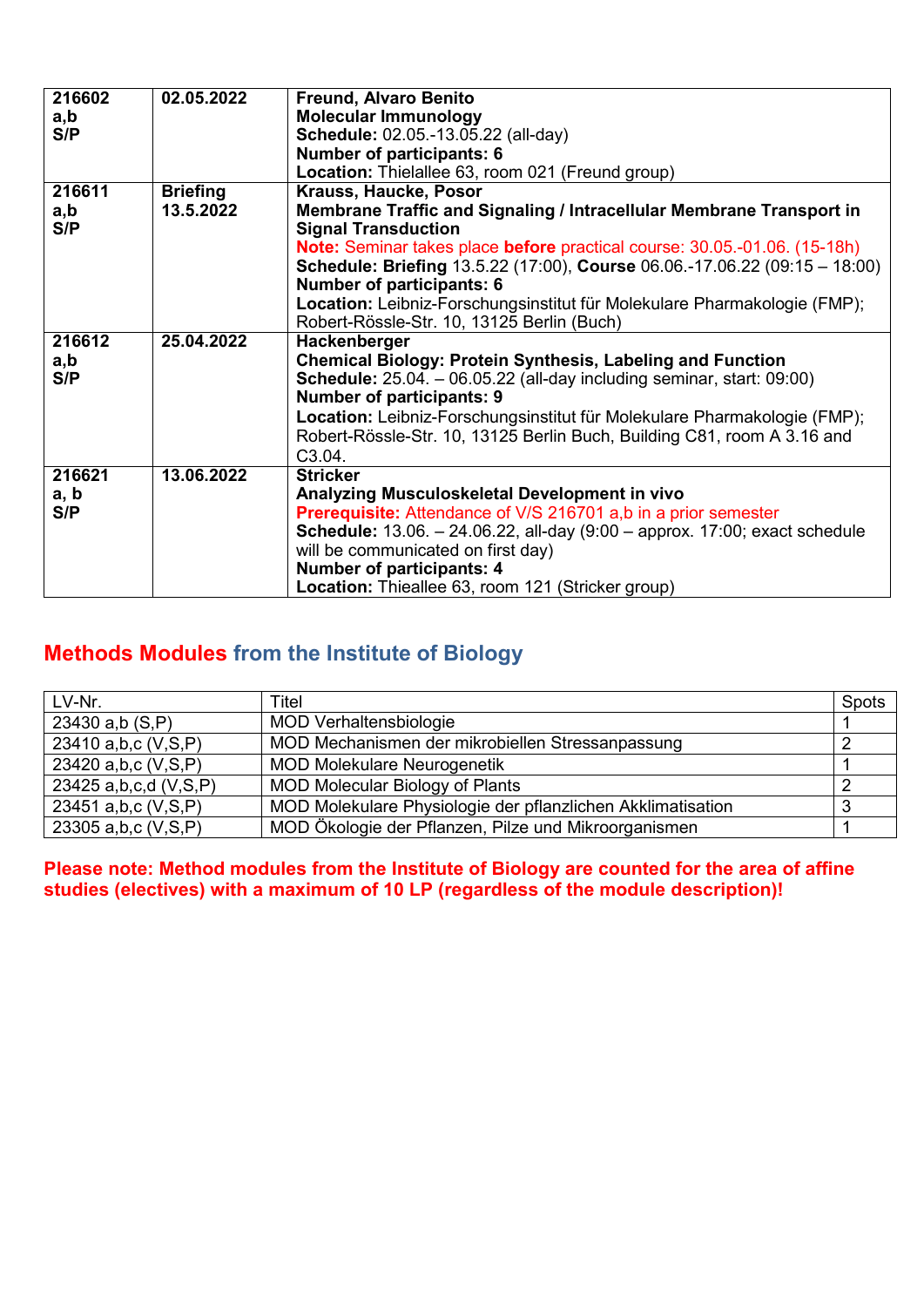| | | |
|---|---|---|
| **216602 a,b S/P** | **02.05.2022** | **Freund, Alvaro Benito**<br>**Molecular Immunology**<br>**Schedule:** 02.05.-13.05.22 (all-day)<br>**Number of participants: 6**<br>**Location:** Thielallee 63, room 021 (Freund group) |
| **216611 a,b S/P** | **Briefing 13.5.2022** | **Krauss, Haucke, Posor**<br>**Membrane Traffic and Signaling / Intracellular Membrane Transport in Signal Transduction**<br>**Note:** Seminar takes place **before** practical course: 30.05.-01.06. (15-18h)<br>**Schedule: Briefing** 13.5.22 (17:00), **Course** 06.06.-17.06.22 (09:15 – 18:00)<br>**Number of participants: 6**<br>**Location:** Leibniz-Forschungsinstitut für Molekulare Pharmakologie (FMP); Robert-Rössle-Str. 10, 13125 Berlin (Buch) |
| **216612 a,b S/P** | **25.04.2022** | **Hackenberger**<br>**Chemical Biology: Protein Synthesis, Labeling and Function**<br>**Schedule:** 25.04. – 06.05.22 (all-day including seminar, start: 09:00)<br>**Number of participants: 9**<br>**Location:** Leibniz-Forschungsinstitut für Molekulare Pharmakologie (FMP); Robert-Rössle-Str. 10, 13125 Berlin Buch, Building C81, room A 3.16 and C3.04. |
| **216621 a, b S/P** | **13.06.2022** | **Stricker**<br>**Analyzing Musculoskeletal Development in vivo**<br>**Prerequisite:** Attendance of V/S 216701 a,b in a prior semester<br>**Schedule:** 13.06. – 24.06.22, all-day (9:00 – approx. 17:00; exact schedule will be communicated on first day)<br>**Number of participants: 4**<br>**Location:** Thieallee 63, room 121 (Stricker group) |

## Methods Modules from the Institute of Biology

| LV-Nr. | Titel | Spots |
|---|---|---|
| 23430 a,b (S,P) | MOD Verhaltensbiologie | 1 |
| 23410 a,b,c (V,S,P) | MOD Mechanismen der mikrobiellen Stressanpassung | 2 |
| 23420 a,b,c (V,S,P) | MOD Molekulare Neurogenetik | 1 |
| 23425 a,b,c,d (V,S,P) | MOD Molecular Biology of Plants | 2 |
| 23451 a,b,c (V,S,P) | MOD Molekulare Physiologie der pflanzlichen Akklimatisation | 3 |
| 23305 a,b,c (V,S,P) | MOD Ökologie der Pflanzen, Pilze und Mikroorganismen | 1 |

**Please note: Method modules from the Institute of Biology are counted for the area of affine studies (electives) with a maximum of 10 LP (regardless of the module description)!**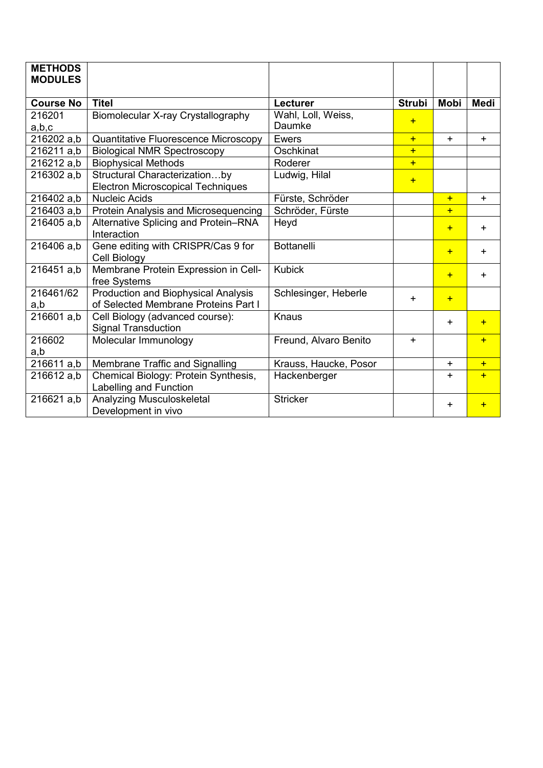| METHODS MODULES | | | | | |
|---|---|---|---|---|---|
| **Course No** | **Titel** | **Lecturer** | **Strubi** | **Mobi** | **Medi** |
| 216201 a,b,c | Biomolecular X-ray Crystallography | Wahl, Loll, Weiss, Daumke | + | | |
| 216202 a,b | Quantitative Fluorescence Microscopy | Ewers | + | + | + |
| 216211 a,b | Biological NMR Spectroscopy | Oschkinat | + | | |
| 216212 a,b | Biophysical Methods | Roderer | + | | |
| 216302 a,b | Structural Characterization…by Electron Microscopical Techniques | Ludwig, Hilal | + | | |
| 216402 a,b | Nucleic Acids | Fürste, Schröder | | + | + |
| 216403 a,b | Protein Analysis and Microsequencing | Schröder, Fürste | | + | |
| 216405 a,b | Alternative Splicing and Protein–RNA Interaction | Heyd | | + | + |
| 216406 a,b | Gene editing with CRISPR/Cas 9 for Cell Biology | Bottanelli | | + | + |
| 216451 a,b | Membrane Protein Expression in Cell-free Systems | Kubick | | + | + |
| 216461/62 a,b | Production and Biophysical Analysis of Selected Membrane Proteins Part I | Schlesinger, Heberle | + | + | |
| 216601 a,b | Cell Biology (advanced course): Signal Transduction | Knaus | | + | + |
| 216602 a,b | Molecular Immunology | Freund, Alvaro Benito | + | | + |
| 216611 a,b | Membrane Traffic and Signalling | Krauss, Haucke, Posor | | + | + |
| 216612 a,b | Chemical Biology: Protein Synthesis, Labelling and Function | Hackenberger | | + | + |
| 216621 a,b | Analyzing Musculoskeletal Development in vivo | Stricker | | + | + |